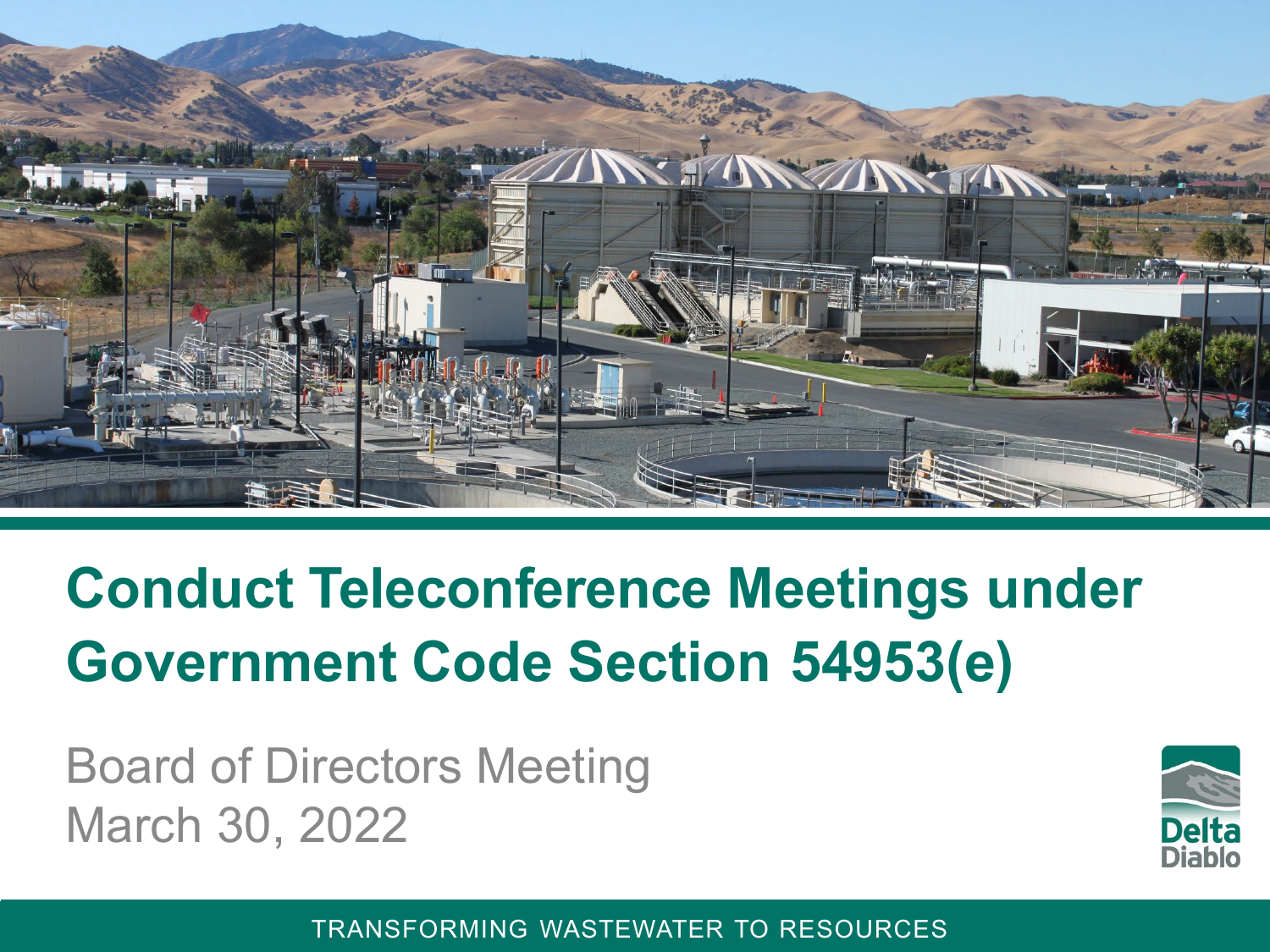# Conduct Teleconference Meetings under Government Code Section 54953(e)

Board of Directors Meeting
March 30, 2022

Delta Diablo

TRANSFORMING WASTEWATER TO RESOURCES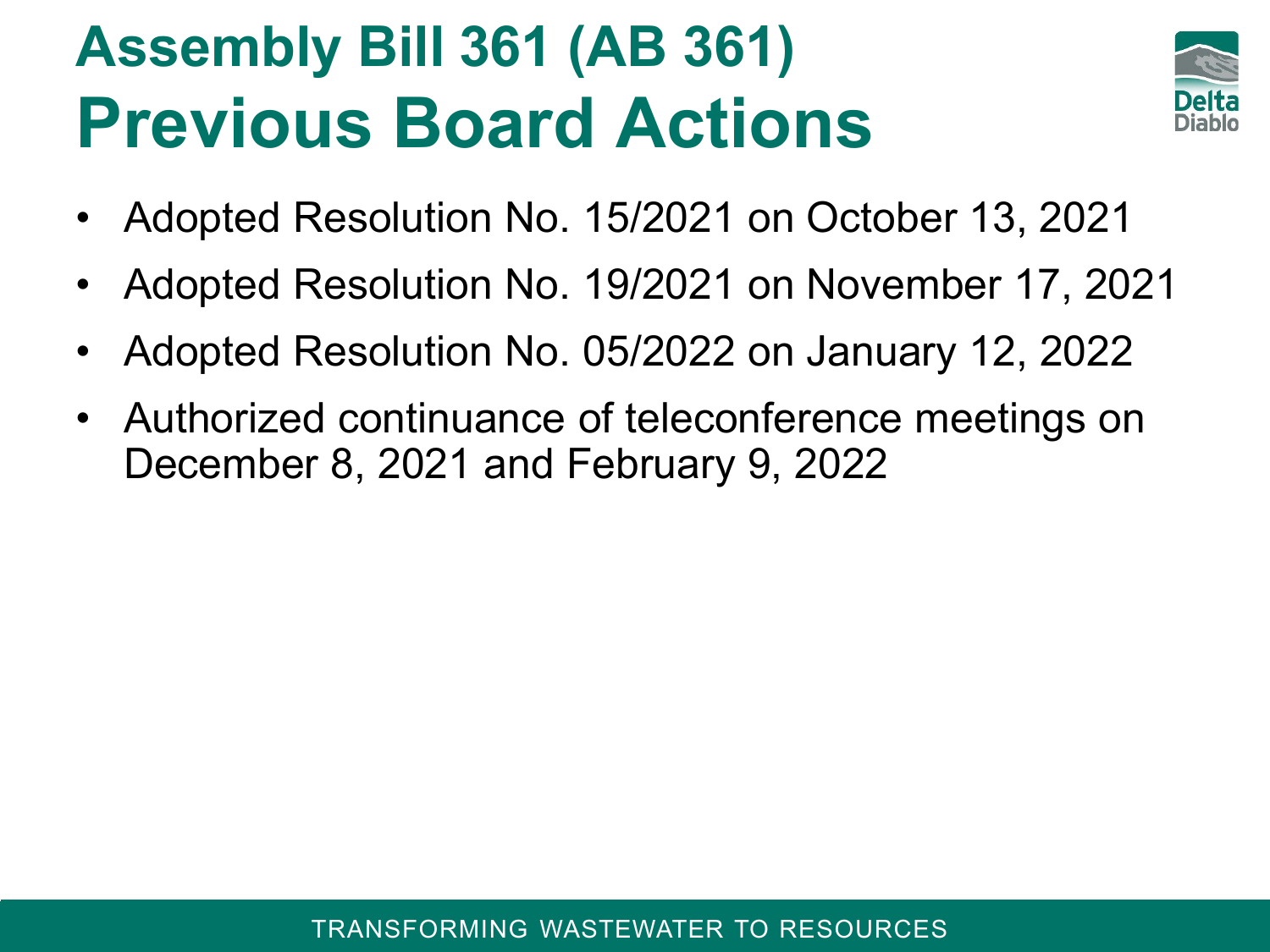# Assembly Bill 361 (AB 361)
# Previous Board Actions

- Adopted Resolution No. 15/2021 on October 13, 2021
- Adopted Resolution No. 19/2021 on November 17, 2021
- Adopted Resolution No. 05/2022 on January 12, 2022
- Authorized continuance of teleconference meetings on December 8, 2021 and February 9, 2022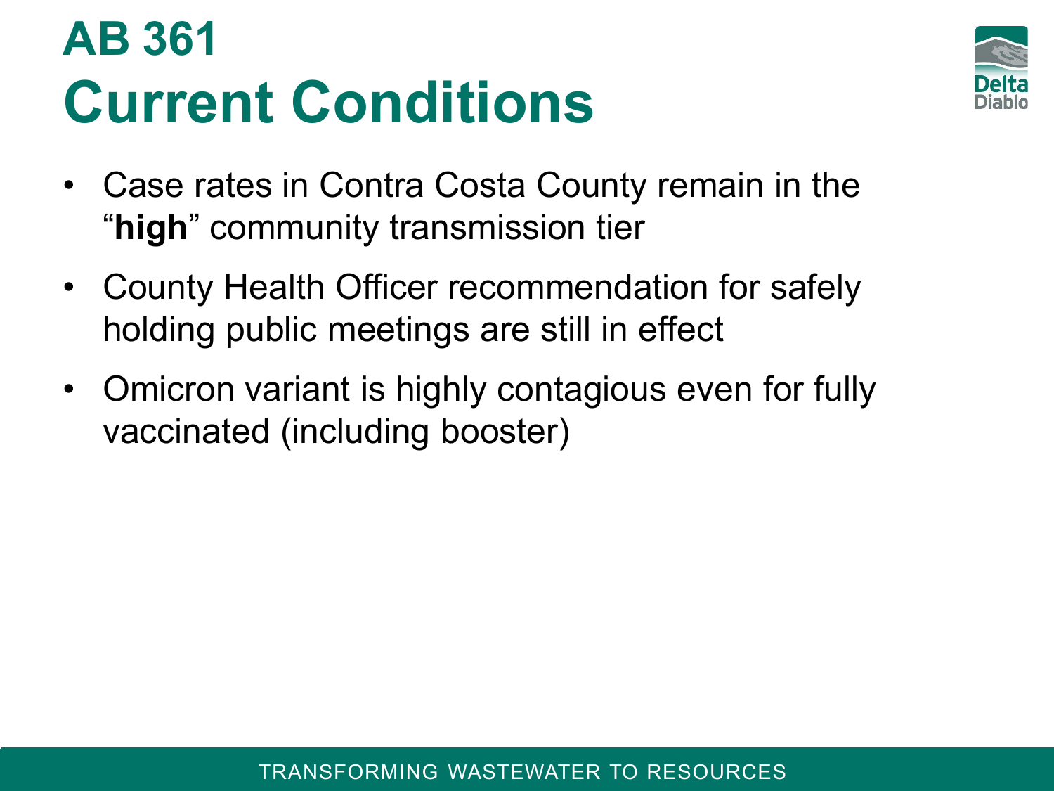# AB 361

## Current Conditions

- Case rates in Contra Costa County remain in the "**high**" community transmission tier
- County Health Officer recommendation for safely holding public meetings are still in effect
- Omicron variant is highly contagious even for fully vaccinated (including booster)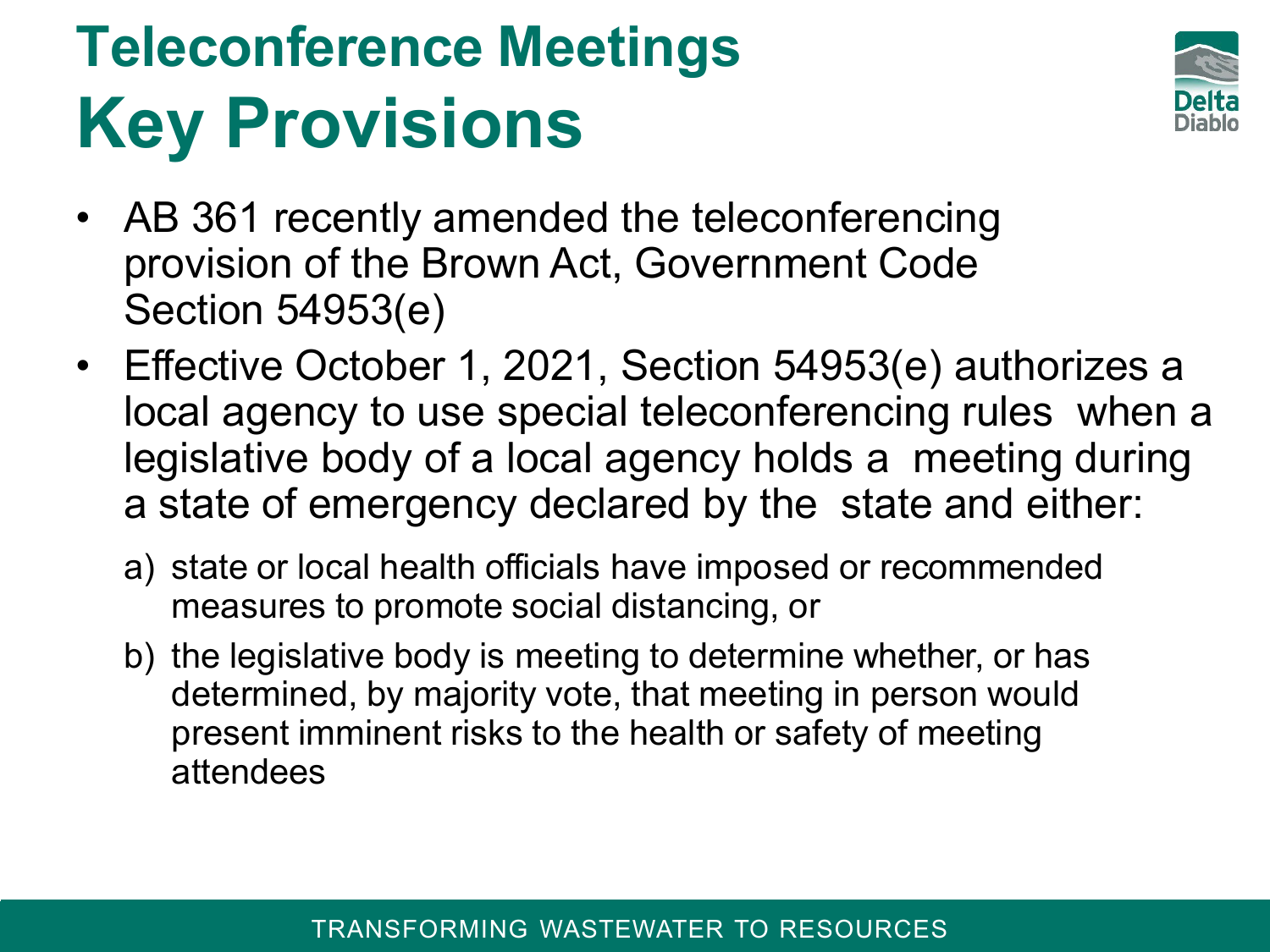# Teleconference Meetings

# Key Provisions

- AB 361 recently amended the teleconferencing provision of the Brown Act, Government Code Section 54953(e)
- Effective October 1, 2021, Section 54953(e) authorizes a local agency to use special teleconferencing rules when a legislative body of a local agency holds a meeting during a state of emergency declared by the state and either:
  a) state or local health officials have imposed or recommended measures to promote social distancing, or
  b) the legislative body is meeting to determine whether, or has determined, by majority vote, that meeting in person would present imminent risks to the health or safety of meeting attendees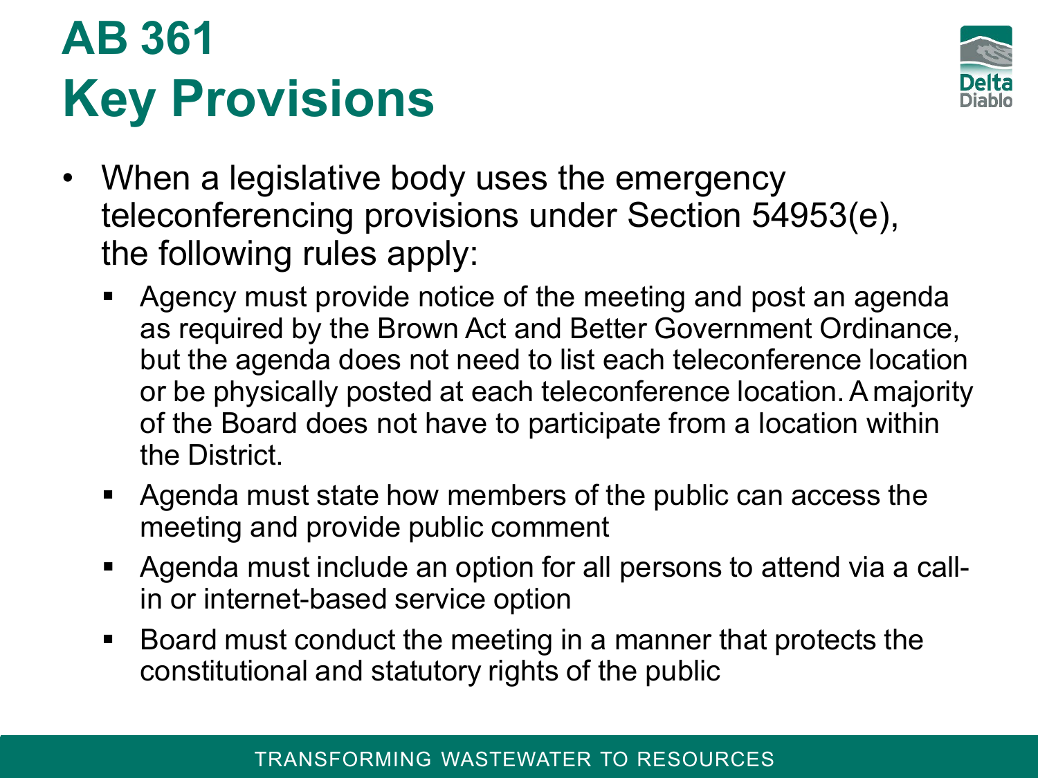# AB 361
# Key Provisions

- When a legislative body uses the emergency teleconferencing provisions under Section 54953(e), the following rules apply:
  - Agency must provide notice of the meeting and post an agenda as required by the Brown Act and Better Government Ordinance, but the agenda does not need to list each teleconference location or be physically posted at each teleconference location. A majority of the Board does not have to participate from a location within the District.
  - Agenda must state how members of the public can access the meeting and provide public comment
  - Agenda must include an option for all persons to attend via a call-in or internet-based service option
  - Board must conduct the meeting in a manner that protects the constitutional and statutory rights of the public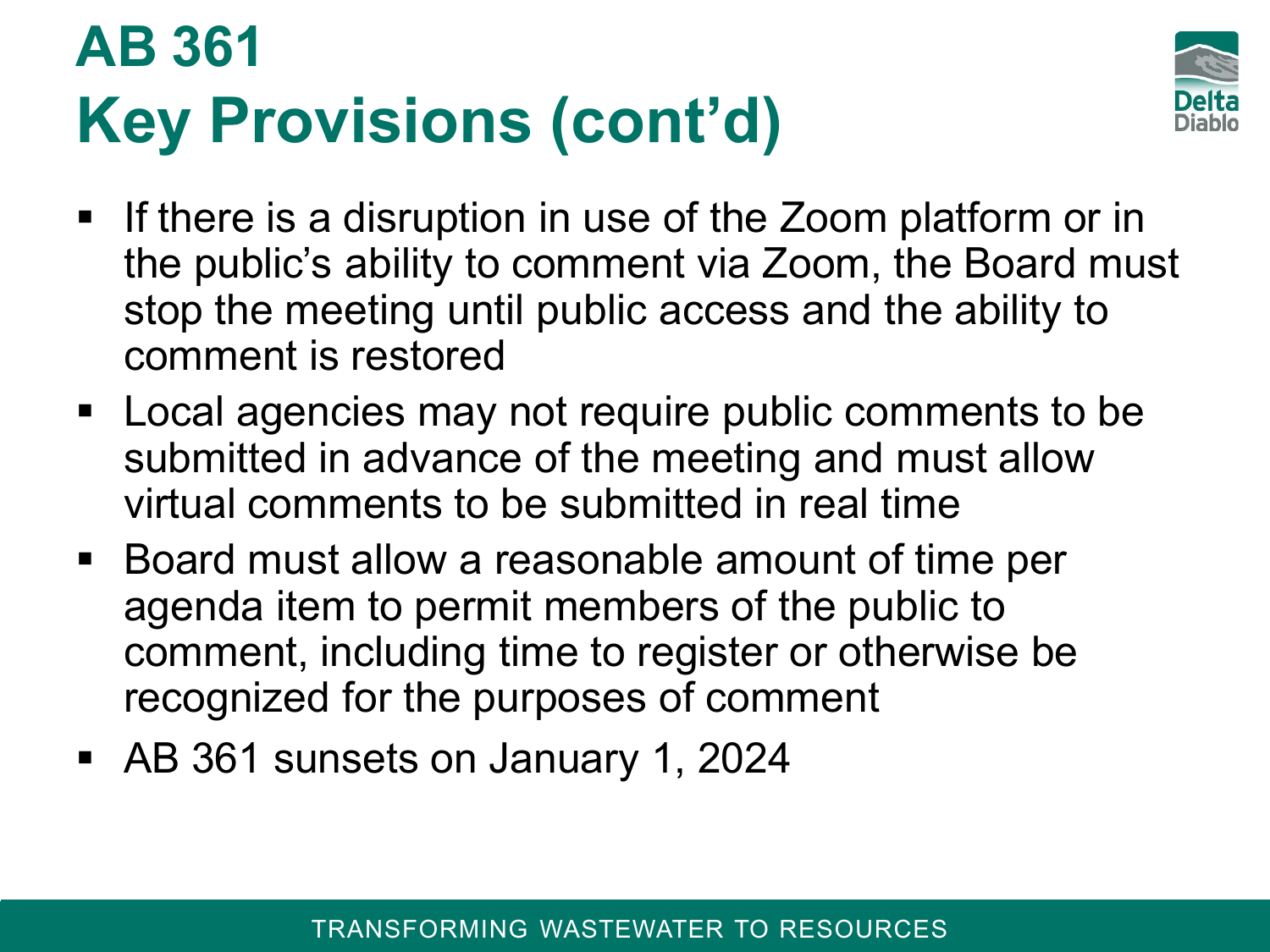# AB 361
# Key Provisions (cont'd)

- If there is a disruption in use of the Zoom platform or in the public's ability to comment via Zoom, the Board must stop the meeting until public access and the ability to comment is restored
- Local agencies may not require public comments to be submitted in advance of the meeting and must allow virtual comments to be submitted in real time
- Board must allow a reasonable amount of time per agenda item to permit members of the public to comment, including time to register or otherwise be recognized for the purposes of comment
- AB 361 sunsets on January 1, 2024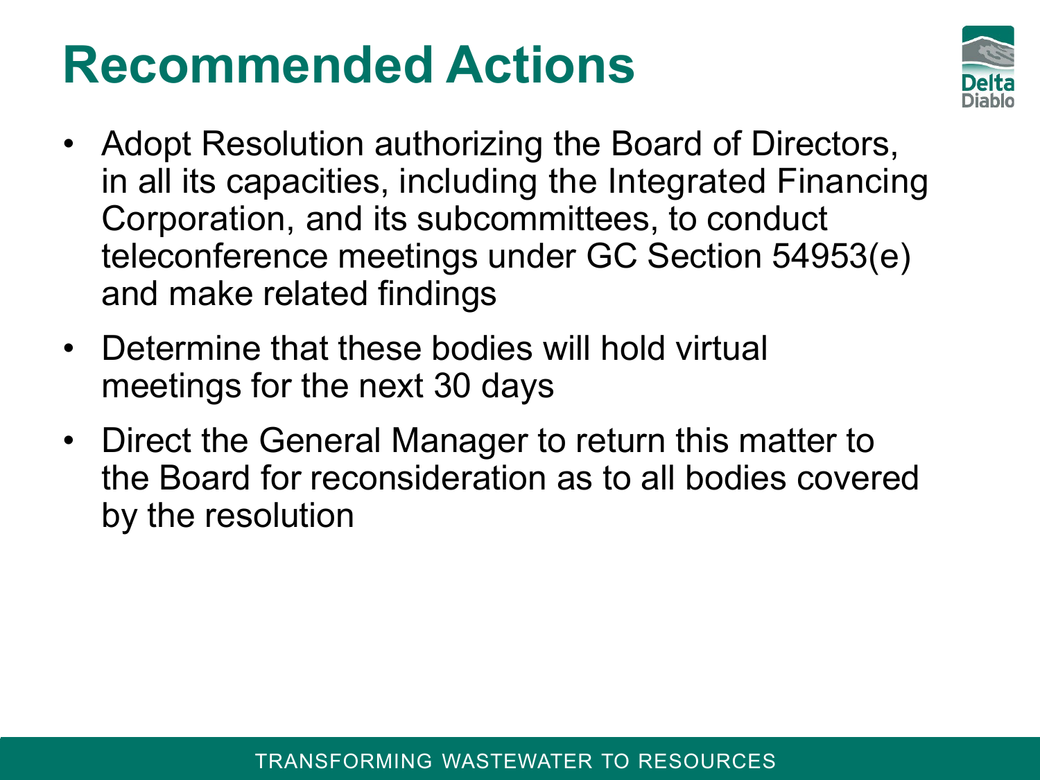# Recommended Actions

- Adopt Resolution authorizing the Board of Directors, in all its capacities, including the Integrated Financing Corporation, and its subcommittees, to conduct teleconference meetings under GC Section 54953(e) and make related findings
- Determine that these bodies will hold virtual meetings for the next 30 days
- Direct the General Manager to return this matter to the Board for reconsideration as to all bodies covered by the resolution